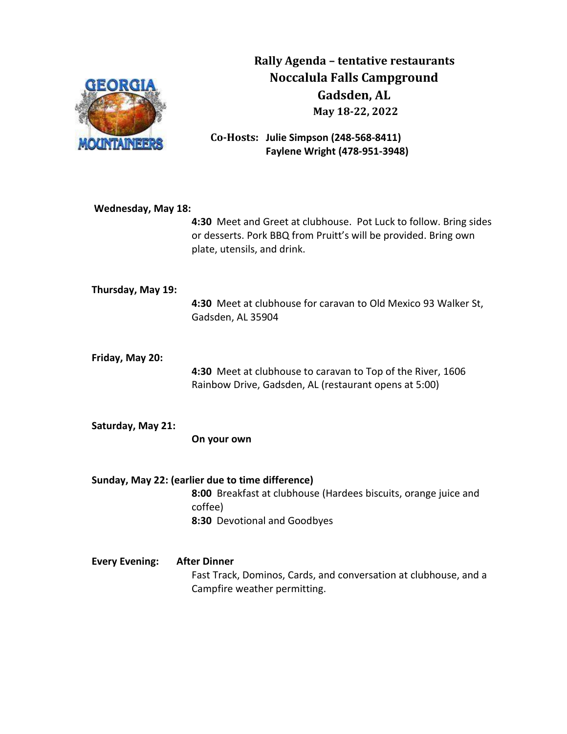GEORGIA MOUNTAINEERS

# Rally Agenda – tentative restaurants
## Noccalula Falls Campground
## Gadsden, AL
### May 18-22, 2022

**Co-Hosts:** **Julie Simpson (248-568-8411)**
**Faylene Wright (478-951-3948)**

**Wednesday, May 18:**

**4:30** Meet and Greet at clubhouse. Pot Luck to follow. Bring sides or desserts. Pork BBQ from Pruitt's will be provided. Bring own plate, utensils, and drink.

**Thursday, May 19:**

**4:30** Meet at clubhouse for caravan to Old Mexico 93 Walker St, Gadsden, AL 35904

**Friday, May 20:**

**4:30** Meet at clubhouse to caravan to Top of the River, 1606 Rainbow Drive, Gadsden, AL (restaurant opens at 5:00)

**Saturday, May 21:**

**On your own**

**Sunday, May 22: (earlier due to time difference)**

**8:00** Breakfast at clubhouse (Hardees biscuits, orange juice and coffee)
**8:30** Devotional and Goodbyes

**Every Evening:** **After Dinner**

Fast Track, Dominos, Cards, and conversation at clubhouse, and a Campfire weather permitting.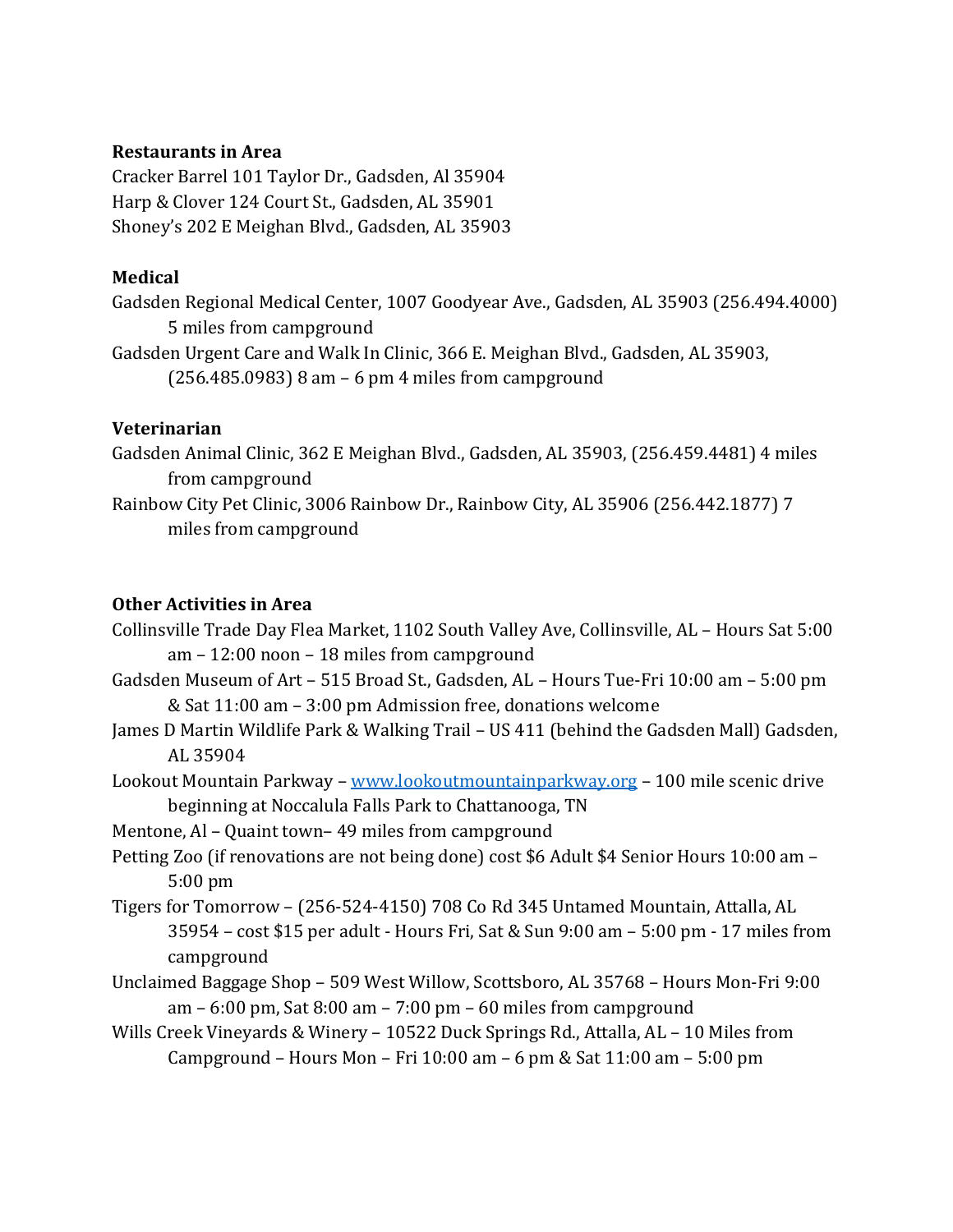**Restaurants in Area**

Cracker Barrel 101 Taylor Dr., Gadsden, Al 35904
Harp & Clover 124 Court St., Gadsden, AL 35901
Shoney's 202 E Meighan Blvd., Gadsden, AL 35903

**Medical**

Gadsden Regional Medical Center, 1007 Goodyear Ave., Gadsden, AL 35903 (256.494.4000) 5 miles from campground

Gadsden Urgent Care and Walk In Clinic, 366 E. Meighan Blvd., Gadsden, AL 35903, (256.485.0983) 8 am – 6 pm 4 miles from campground

**Veterinarian**

Gadsden Animal Clinic, 362 E Meighan Blvd., Gadsden, AL 35903, (256.459.4481) 4 miles from campground

Rainbow City Pet Clinic, 3006 Rainbow Dr., Rainbow City, AL 35906 (256.442.1877) 7 miles from campground

**Other Activities in Area**

Collinsville Trade Day Flea Market, 1102 South Valley Ave, Collinsville, AL – Hours Sat 5:00 am – 12:00 noon – 18 miles from campground

Gadsden Museum of Art – 515 Broad St., Gadsden, AL – Hours Tue-Fri 10:00 am – 5:00 pm & Sat 11:00 am – 3:00 pm Admission free, donations welcome

James D Martin Wildlife Park & Walking Trail – US 411 (behind the Gadsden Mall) Gadsden, AL 35904

Lookout Mountain Parkway – www.lookoutmountainparkway.org – 100 mile scenic drive beginning at Noccalula Falls Park to Chattanooga, TN

Mentone, Al – Quaint town– 49 miles from campground

Petting Zoo (if renovations are not being done) cost $6 Adult $4 Senior Hours 10:00 am – 5:00 pm

Tigers for Tomorrow – (256-524-4150) 708 Co Rd 345 Untamed Mountain, Attalla, AL 35954 – cost $15 per adult - Hours Fri, Sat & Sun 9:00 am – 5:00 pm - 17 miles from campground

Unclaimed Baggage Shop – 509 West Willow, Scottsboro, AL 35768 – Hours Mon-Fri 9:00 am – 6:00 pm, Sat 8:00 am – 7:00 pm – 60 miles from campground

Wills Creek Vineyards & Winery – 10522 Duck Springs Rd., Attalla, AL – 10 Miles from Campground – Hours Mon – Fri 10:00 am – 6 pm & Sat 11:00 am – 5:00 pm